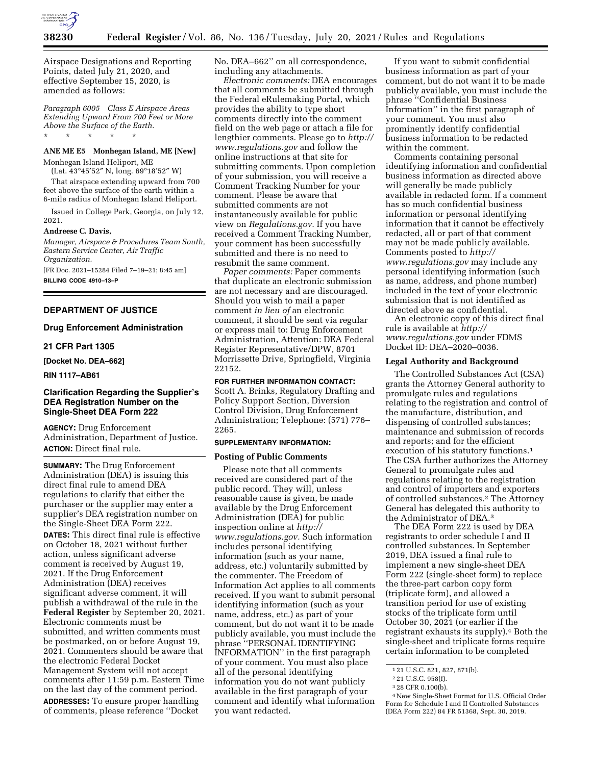Airspace Designations and Reporting Points, dated July 21, 2020, and effective September 15, 2020, is amended as follows:

*Paragraph 6005 Class E Airspace Areas Extending Upward From 700 Feet or More Above the Surface of the Earth.*

\* \* \* \* \*

**ANE ME E5 Monhegan Island, ME [New]**

Monhegan Island Heliport, ME
(Lat. 43°45′52″ N, long. 69°18′52″ W)

That airspace extending upward from 700 feet above the surface of the earth within a 6-mile radius of Monhegan Island Heliport.

Issued in College Park, Georgia, on July 12, 2021.

**Andreese C. Davis,**

*Manager, Airspace & Procedures Team South, Eastern Service Center, Air Traffic Organization.*

[FR Doc. 2021–15284 Filed 7–19–21; 8:45 am]

**BILLING CODE 4910–13–P**

## DEPARTMENT OF JUSTICE

### Drug Enforcement Administration

### 21 CFR Part 1305

**[Docket No. DEA–662]**

**RIN 1117–AB61**

## Clarification Regarding the Supplier's DEA Registration Number on the Single-Sheet DEA Form 222

**AGENCY:** Drug Enforcement Administration, Department of Justice.

**ACTION:** Direct final rule.

**SUMMARY:** The Drug Enforcement Administration (DEA) is issuing this direct final rule to amend DEA regulations to clarify that either the purchaser or the supplier may enter a supplier's DEA registration number on the Single-Sheet DEA Form 222.

**DATES:** This direct final rule is effective on October 18, 2021 without further action, unless significant adverse comment is received by August 19, 2021. If the Drug Enforcement Administration (DEA) receives significant adverse comment, it will publish a withdrawal of the rule in the **Federal Register** by September 20, 2021. Electronic comments must be submitted, and written comments must be postmarked, on or before August 19, 2021. Commenters should be aware that the electronic Federal Docket Management System will not accept comments after 11:59 p.m. Eastern Time on the last day of the comment period.

**ADDRESSES:** To ensure proper handling of comments, please reference ''Docket No. DEA–662'' on all correspondence, including any attachments.

*Electronic comments:* DEA encourages that all comments be submitted through the Federal eRulemaking Portal, which provides the ability to type short comments directly into the comment field on the web page or attach a file for lengthier comments. Please go to *http://www.regulations.gov* and follow the online instructions at that site for submitting comments. Upon completion of your submission, you will receive a Comment Tracking Number for your comment. Please be aware that submitted comments are not instantaneously available for public view on *Regulations.gov*. If you have received a Comment Tracking Number, your comment has been successfully submitted and there is no need to resubmit the same comment.

*Paper comments:* Paper comments that duplicate an electronic submission are not necessary and are discouraged. Should you wish to mail a paper comment *in lieu of* an electronic comment, it should be sent via regular or express mail to: Drug Enforcement Administration, Attention: DEA Federal Register Representative/DPW, 8701 Morrissette Drive, Springfield, Virginia 22152.

**FOR FURTHER INFORMATION CONTACT:** Scott A. Brinks, Regulatory Drafting and Policy Support Section, Diversion Control Division, Drug Enforcement Administration; Telephone: (571) 776–2265.

**SUPPLEMENTARY INFORMATION:**

### Posting of Public Comments

Please note that all comments received are considered part of the public record. They will, unless reasonable cause is given, be made available by the Drug Enforcement Administration (DEA) for public inspection online at *http://www.regulations.gov*. Such information includes personal identifying information (such as your name, address, etc.) voluntarily submitted by the commenter. The Freedom of Information Act applies to all comments received. If you want to submit personal identifying information (such as your name, address, etc.) as part of your comment, but do not want it to be made publicly available, you must include the phrase ''PERSONAL IDENTIFYING INFORMATION'' in the first paragraph of your comment. You must also place all of the personal identifying information you do not want publicly available in the first paragraph of your comment and identify what information you want redacted.

If you want to submit confidential business information as part of your comment, but do not want it to be made publicly available, you must include the phrase ''Confidential Business Information'' in the first paragraph of your comment. You must also prominently identify confidential business information to be redacted within the comment.

Comments containing personal identifying information and confidential business information as directed above will generally be made publicly available in redacted form. If a comment has so much confidential business information or personal identifying information that it cannot be effectively redacted, all or part of that comment may not be made publicly available. Comments posted to *http://www.regulations.gov* may include any personal identifying information (such as name, address, and phone number) included in the text of your electronic submission that is not identified as directed above as confidential.

An electronic copy of this direct final rule is available at *http://www.regulations.gov* under FDMS Docket ID: DEA–2020–0036.

### Legal Authority and Background

The Controlled Substances Act (CSA) grants the Attorney General authority to promulgate rules and regulations relating to the registration and control of the manufacture, distribution, and dispensing of controlled substances; maintenance and submission of records and reports; and for the efficient execution of his statutory functions.[1] The CSA further authorizes the Attorney General to promulgate rules and regulations relating to the registration and control of importers and exporters of controlled substances.[2] The Attorney General has delegated this authority to the Administrator of DEA.[3]

The DEA Form 222 is used by DEA registrants to order schedule I and II controlled substances. In September 2019, DEA issued a final rule to implement a new single-sheet DEA Form 222 (single-sheet form) to replace the three-part carbon copy form (triplicate form), and allowed a transition period for use of existing stocks of the triplicate form until October 30, 2021 (or earlier if the registrant exhausts its supply).[4] Both the single-sheet and triplicate forms require certain information to be completed

[1] 21 U.S.C. 821, 827, 871(b).

[2] 21 U.S.C. 958(f).

[3] 28 CFR 0.100(b).

[4] New Single-Sheet Format for U.S. Official Order Form for Schedule I and II Controlled Substances (DEA Form 222) 84 FR 51368, Sept. 30, 2019.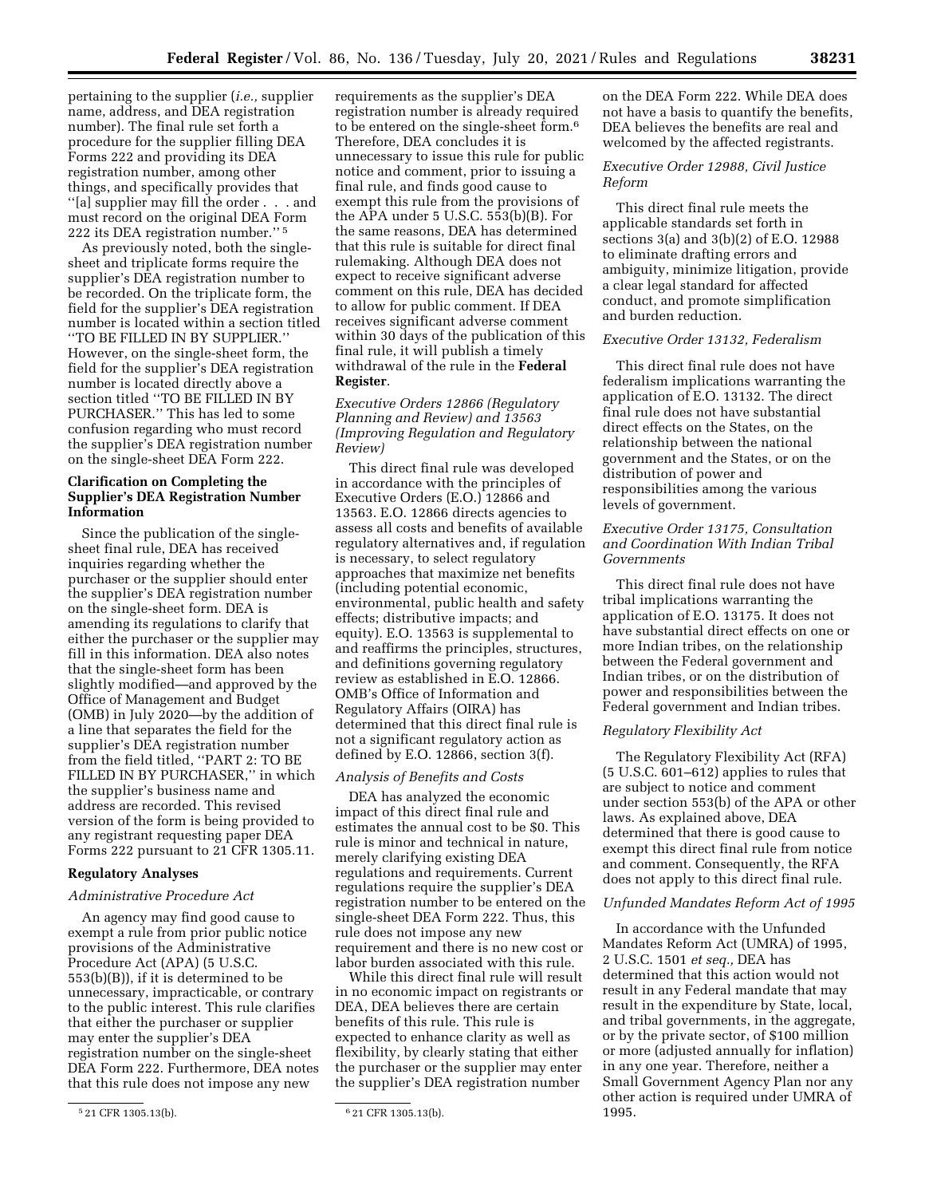pertaining to the supplier (*i.e.,* supplier name, address, and DEA registration number). The final rule set forth a procedure for the supplier filling DEA Forms 222 and providing its DEA registration number, among other things, and specifically provides that ''[a] supplier may fill the order . . . and must record on the original DEA Form 222 its DEA registration number.'' [5]

As previously noted, both the single-sheet and triplicate forms require the supplier's DEA registration number to be recorded. On the triplicate form, the field for the supplier's DEA registration number is located within a section titled ''TO BE FILLED IN BY SUPPLIER.'' However, on the single-sheet form, the field for the supplier's DEA registration number is located directly above a section titled ''TO BE FILLED IN BY PURCHASER.'' This has led to some confusion regarding who must record the supplier's DEA registration number on the single-sheet DEA Form 222.

## Clarification on Completing the Supplier's DEA Registration Number Information

Since the publication of the single-sheet final rule, DEA has received inquiries regarding whether the purchaser or the supplier should enter the supplier's DEA registration number on the single-sheet form. DEA is amending its regulations to clarify that either the purchaser or the supplier may fill in this information. DEA also notes that the single-sheet form has been slightly modified—and approved by the Office of Management and Budget (OMB) in July 2020—by the addition of a line that separates the field for the supplier's DEA registration number from the field titled, ''PART 2: TO BE FILLED IN BY PURCHASER,'' in which the supplier's business name and address are recorded. This revised version of the form is being provided to any registrant requesting paper DEA Forms 222 pursuant to 21 CFR 1305.11.

## Regulatory Analyses

### *Administrative Procedure Act*

An agency may find good cause to exempt a rule from prior public notice provisions of the Administrative Procedure Act (APA) (5 U.S.C. 553(b)(B)), if it is determined to be unnecessary, impracticable, or contrary to the public interest. This rule clarifies that either the purchaser or supplier may enter the supplier's DEA registration number on the single-sheet DEA Form 222. Furthermore, DEA notes that this rule does not impose any new requirements as the supplier's DEA registration number is already required to be entered on the single-sheet form.[6] Therefore, DEA concludes it is unnecessary to issue this rule for public notice and comment, prior to issuing a final rule, and finds good cause to exempt this rule from the provisions of the APA under 5 U.S.C. 553(b)(B). For the same reasons, DEA has determined that this rule is suitable for direct final rulemaking. Although DEA does not expect to receive significant adverse comment on this rule, DEA has decided to allow for public comment. If DEA receives significant adverse comment within 30 days of the publication of this final rule, it will publish a timely withdrawal of the rule in the **Federal Register**.

### *Executive Orders 12866 (Regulatory Planning and Review) and 13563 (Improving Regulation and Regulatory Review)*

This direct final rule was developed in accordance with the principles of Executive Orders (E.O.) 12866 and 13563. E.O. 12866 directs agencies to assess all costs and benefits of available regulatory alternatives and, if regulation is necessary, to select regulatory approaches that maximize net benefits (including potential economic, environmental, public health and safety effects; distributive impacts; and equity). E.O. 13563 is supplemental to and reaffirms the principles, structures, and definitions governing regulatory review as established in E.O. 12866. OMB's Office of Information and Regulatory Affairs (OIRA) has determined that this direct final rule is not a significant regulatory action as defined by E.O. 12866, section 3(f).

### *Analysis of Benefits and Costs*

DEA has analyzed the economic impact of this direct final rule and estimates the annual cost to be $0. This rule is minor and technical in nature, merely clarifying existing DEA regulations and requirements. Current regulations require the supplier's DEA registration number to be entered on the single-sheet DEA Form 222. Thus, this rule does not impose any new requirement and there is no new cost or labor burden associated with this rule.

While this direct final rule will result in no economic impact on registrants or DEA, DEA believes there are certain benefits of this rule. This rule is expected to enhance clarity as well as flexibility, by clearly stating that either the purchaser or the supplier may enter the supplier's DEA registration number on the DEA Form 222. While DEA does not have a basis to quantify the benefits, DEA believes the benefits are real and welcomed by the affected registrants.

### *Executive Order 12988, Civil Justice Reform*

This direct final rule meets the applicable standards set forth in sections 3(a) and 3(b)(2) of E.O. 12988 to eliminate drafting errors and ambiguity, minimize litigation, provide a clear legal standard for affected conduct, and promote simplification and burden reduction.

### *Executive Order 13132, Federalism*

This direct final rule does not have federalism implications warranting the application of E.O. 13132. The direct final rule does not have substantial direct effects on the States, on the relationship between the national government and the States, or on the distribution of power and responsibilities among the various levels of government.

### *Executive Order 13175, Consultation and Coordination With Indian Tribal Governments*

This direct final rule does not have tribal implications warranting the application of E.O. 13175. It does not have substantial direct effects on one or more Indian tribes, on the relationship between the Federal government and Indian tribes, or on the distribution of power and responsibilities between the Federal government and Indian tribes.

### *Regulatory Flexibility Act*

The Regulatory Flexibility Act (RFA) (5 U.S.C. 601–612) applies to rules that are subject to notice and comment under section 553(b) of the APA or other laws. As explained above, DEA determined that there is good cause to exempt this direct final rule from notice and comment. Consequently, the RFA does not apply to this direct final rule.

### *Unfunded Mandates Reform Act of 1995*

In accordance with the Unfunded Mandates Reform Act (UMRA) of 1995, 2 U.S.C. 1501 *et seq.,* DEA has determined that this action would not result in any Federal mandate that may result in the expenditure by State, local, and tribal governments, in the aggregate, or by the private sector, of $100 million or more (adjusted annually for inflation) in any one year. Therefore, neither a Small Government Agency Plan nor any other action is required under UMRA of 1995.

---

[5] 21 CFR 1305.13(b).

[6] 21 CFR 1305.13(b).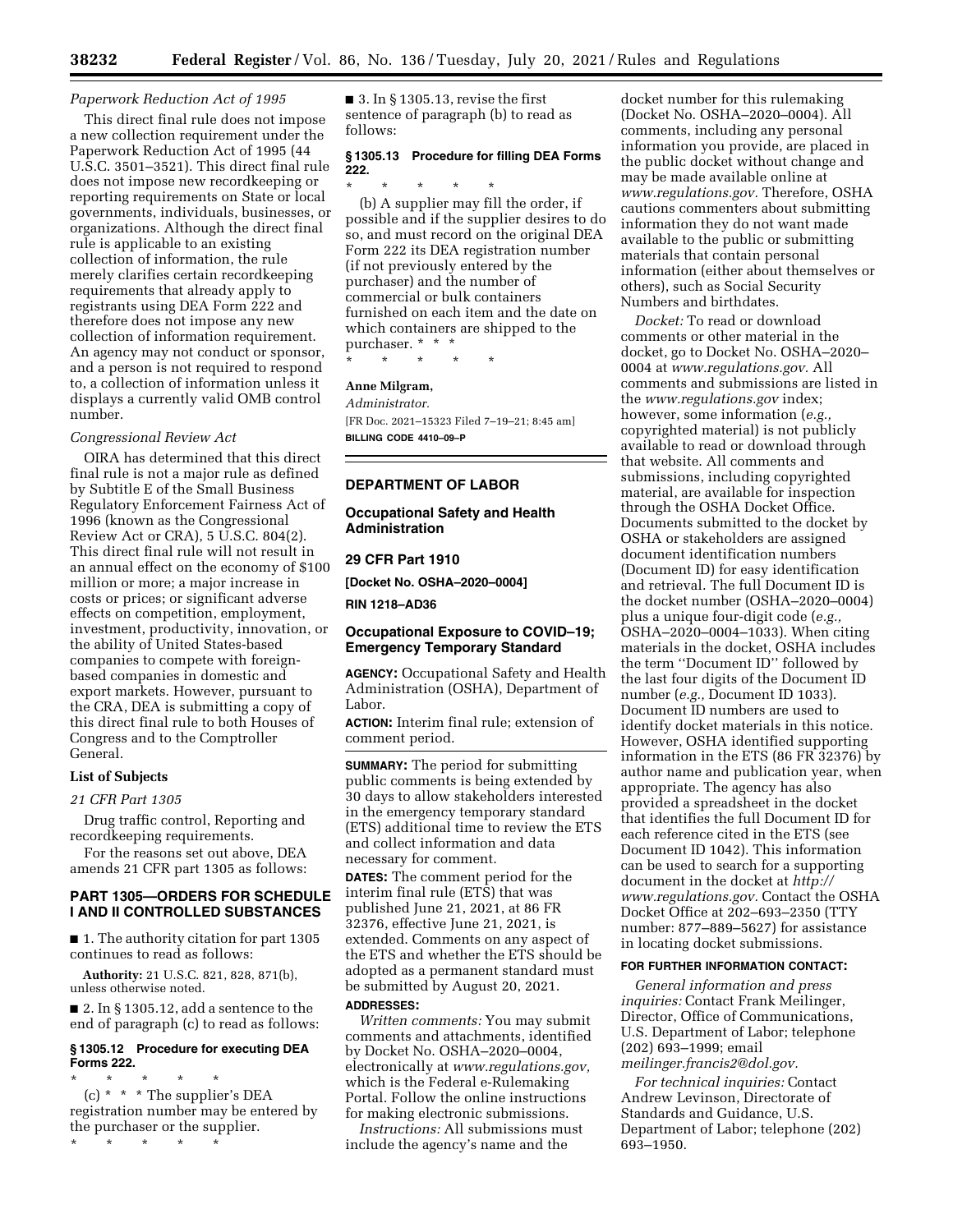*Paperwork Reduction Act of 1995*

This direct final rule does not impose a new collection requirement under the Paperwork Reduction Act of 1995 (44 U.S.C. 3501–3521). This direct final rule does not impose new recordkeeping or reporting requirements on State or local governments, individuals, businesses, or organizations. Although the direct final rule is applicable to an existing collection of information, the rule merely clarifies certain recordkeeping requirements that already apply to registrants using DEA Form 222 and therefore does not impose any new collection of information requirement. An agency may not conduct or sponsor, and a person is not required to respond to, a collection of information unless it displays a currently valid OMB control number.

*Congressional Review Act*

OIRA has determined that this direct final rule is not a major rule as defined by Subtitle E of the Small Business Regulatory Enforcement Fairness Act of 1996 (known as the Congressional Review Act or CRA), 5 U.S.C. 804(2). This direct final rule will not result in an annual effect on the economy of $100 million or more; a major increase in costs or prices; or significant adverse effects on competition, employment, investment, productivity, innovation, or the ability of United States-based companies to compete with foreign-based companies in domestic and export markets. However, pursuant to the CRA, DEA is submitting a copy of this direct final rule to both Houses of Congress and to the Comptroller General.

**List of Subjects**

*21 CFR Part 1305*

Drug traffic control, Reporting and recordkeeping requirements.

For the reasons set out above, DEA amends 21 CFR part 1305 as follows:

## PART 1305—ORDERS FOR SCHEDULE I AND II CONTROLLED SUBSTANCES

■ 1. The authority citation for part 1305 continues to read as follows:

**Authority:** 21 U.S.C. 821, 828, 871(b), unless otherwise noted.

■ 2. In § 1305.12, add a sentence to the end of paragraph (c) to read as follows:

**§ 1305.12 Procedure for executing DEA Forms 222.**

\* \* \* \* \*

(c) \* \* \* The supplier's DEA registration number may be entered by the purchaser or the supplier.

\* \* \* \* \*

■ 3. In § 1305.13, revise the first sentence of paragraph (b) to read as follows:

**§ 1305.13 Procedure for filling DEA Forms 222.**

\* \* \* \* \*

(b) A supplier may fill the order, if possible and if the supplier desires to do so, and must record on the original DEA Form 222 its DEA registration number (if not previously entered by the purchaser) and the number of commercial or bulk containers furnished on each item and the date on which containers are shipped to the purchaser. \* \* \*

\* \* \* \* \*

**Anne Milgram,**

*Administrator.*

[FR Doc. 2021–15323 Filed 7–19–21; 8:45 am]

**BILLING CODE 4410–09–P**

## DEPARTMENT OF LABOR

## Occupational Safety and Health Administration

## 29 CFR Part 1910

**[Docket No. OSHA–2020–0004]**

**RIN 1218–AD36**

## Occupational Exposure to COVID–19; Emergency Temporary Standard

**AGENCY:** Occupational Safety and Health Administration (OSHA), Department of Labor.

**ACTION:** Interim final rule; extension of comment period.

**SUMMARY:** The period for submitting public comments is being extended by 30 days to allow stakeholders interested in the emergency temporary standard (ETS) additional time to review the ETS and collect information and data necessary for comment.

**DATES:** The comment period for the interim final rule (ETS) that was published June 21, 2021, at 86 FR 32376, effective June 21, 2021, is extended. Comments on any aspect of the ETS and whether the ETS should be adopted as a permanent standard must be submitted by August 20, 2021.

**ADDRESSES:**

*Written comments:* You may submit comments and attachments, identified by Docket No. OSHA–2020–0004, electronically at *www.regulations.gov,* which is the Federal e-Rulemaking Portal. Follow the online instructions for making electronic submissions.

*Instructions:* All submissions must include the agency's name and the docket number for this rulemaking (Docket No. OSHA–2020–0004). All comments, including any personal information you provide, are placed in the public docket without change and may be made available online at *www.regulations.gov.* Therefore, OSHA cautions commenters about submitting information they do not want made available to the public or submitting materials that contain personal information (either about themselves or others), such as Social Security Numbers and birthdates.

*Docket:* To read or download comments or other material in the docket, go to Docket No. OSHA–2020–0004 at *www.regulations.gov.* All comments and submissions are listed in the *www.regulations.gov* index; however, some information (*e.g.,* copyrighted material) is not publicly available to read or download through that website. All comments and submissions, including copyrighted material, are available for inspection through the OSHA Docket Office. Documents submitted to the docket by OSHA or stakeholders are assigned document identification numbers (Document ID) for easy identification and retrieval. The full Document ID is the docket number (OSHA–2020–0004) plus a unique four-digit code (*e.g.,* OSHA–2020–0004–1033). When citing materials in the docket, OSHA includes the term "Document ID" followed by the last four digits of the Document ID number (*e.g.,* Document ID 1033). Document ID numbers are used to identify docket materials in this notice. However, OSHA identified supporting information in the ETS (86 FR 32376) by author name and publication year, when appropriate. The agency has also provided a spreadsheet in the docket that identifies the full Document ID for each reference cited in the ETS (see Document ID 1042). This information can be used to search for a supporting document in the docket at *http://www.regulations.gov.* Contact the OSHA Docket Office at 202–693–2350 (TTY number: 877–889–5627) for assistance in locating docket submissions.

**FOR FURTHER INFORMATION CONTACT:**

*General information and press inquiries:* Contact Frank Meilinger, Director, Office of Communications, U.S. Department of Labor; telephone (202) 693–1999; email *meilinger.francis2@dol.gov.*

*For technical inquiries:* Contact Andrew Levinson, Directorate of Standards and Guidance, U.S. Department of Labor; telephone (202) 693–1950.